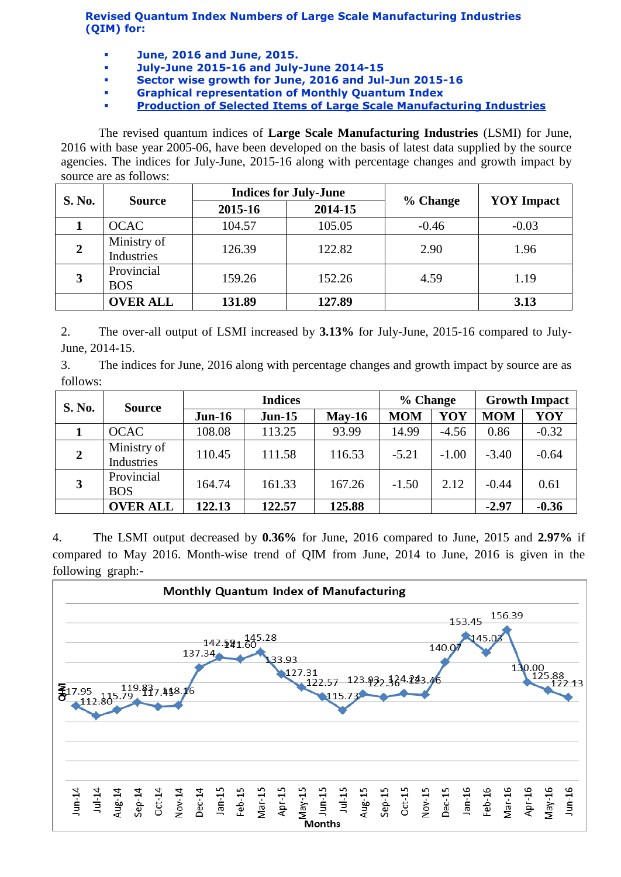**Revised Quantum Index Numbers of Large Scale Manufacturing Industries (QIM) for:**

- **June, 2016 and June, 2015.**
- **July-June 2015-16 and July-June 2014-15**
- **Sector wise growth for June, 2016 and Jul-Jun 2015-16**
- **Graphical representation of Monthly Quantum Index**
- **Production of Selected Items of Large Scale Manufacturing Industries**

The revised quantum indices of **Large Scale Manufacturing Industries** (LSMI) for June, 2016 with base year 2005-06, have been developed on the basis of latest data supplied by the source agencies. The indices for July-June, 2015-16 along with percentage changes and growth impact by source are as follows:

| S. No. | Source | Indices for July-June | | % Change | YOY Impact |
|---|---|---|---|---|---|
| | | 2015-16 | 2014-15 | | |
| 1 | OCAC | 104.57 | 105.05 | -0.46 | -0.03 |
| 2 | Ministry of Industries | 126.39 | 122.82 | 2.90 | 1.96 |
| 3 | Provincial BOS | 159.26 | 152.26 | 4.59 | 1.19 |
| | **OVER ALL** | **131.89** | **127.89** | | **3.13** |

2. The over-all output of LSMI increased by **3.13%** for July-June, 2015-16 compared to July-June, 2014-15.

3. The indices for June, 2016 along with percentage changes and growth impact by source are as follows:

| S. No. | Source | Indices | | | % Change | | Growth Impact | |
|---|---|---|---|---|---|---|---|---|
| | | Jun-16 | Jun-15 | May-16 | MOM | YOY | MOM | YOY |
| 1 | OCAC | 108.08 | 113.25 | 93.99 | 14.99 | -4.56 | 0.86 | -0.32 |
| 2 | Ministry of Industries | 110.45 | 111.58 | 116.53 | -5.21 | -1.00 | -3.40 | -0.64 |
| 3 | Provincial BOS | 164.74 | 161.33 | 167.26 | -1.50 | 2.12 | -0.44 | 0.61 |
| | **OVER ALL** | **122.13** | **122.57** | **125.88** | | | **-2.97** | **-0.36** |

4. The LSMI output decreased by **0.36%** for June, 2016 compared to June, 2015 and **2.97%** if compared to May 2016. Month-wise trend of QIM from June, 2014 to June, 2016 is given in the following graph:-

**Monthly Quantum Index of Manufacturing**

| Month | QIM |
|---|---|
| Jun-14 | 117.95 |
| Jul-14 | 112.80 |
| Aug-14 | 115.79 |
| Sep-14 | 119.83 |
| Oct-14 | 117.45 |
| Nov-14 | 118.16 |
| Dec-14 | 137.34 |
| Jan-15 | 142.59 |
| Feb-15 | 141.60 |
| Mar-15 | 145.28 |
| Apr-15 | 133.93 |
| May-15 | 127.31 |
| Jun-15 | 122.57 |
| Jul-15 | 115.73 |
| Aug-15 | 123.93 |
| Sep-15 | 122.36 |
| Oct-15 | 124.24 |
| Nov-15 | 123.46 |
| Dec-15 | 140.07 |
| Jan-16 | 153.45 |
| Feb-16 | 145.03 |
| Mar-16 | 156.39 |
| Apr-16 | 130.00 |
| May-16 | 125.88 |
| Jun-16 | 122.13 |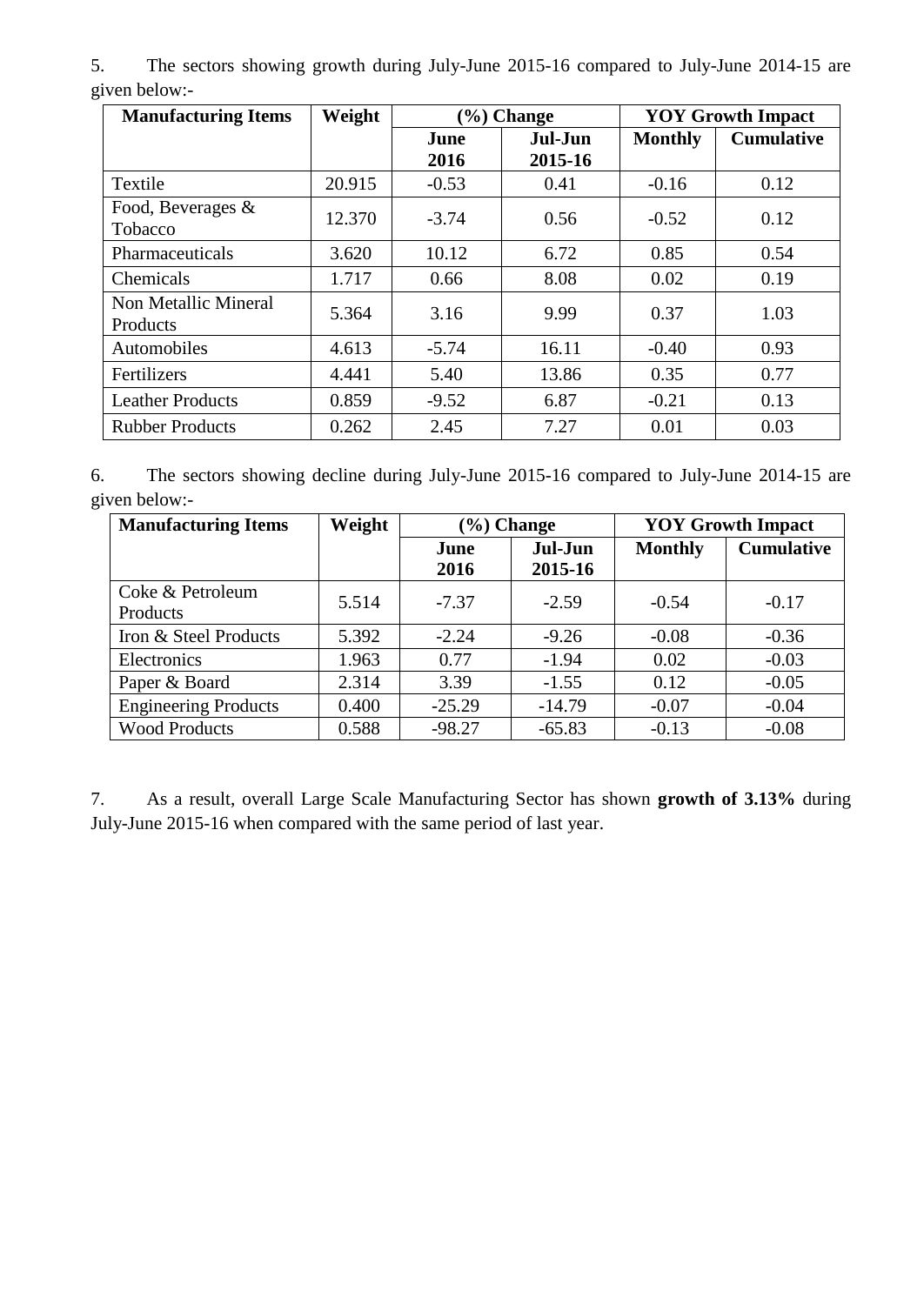5. The sectors showing growth during July-June 2015-16 compared to July-June 2014-15 are given below:-

| Manufacturing Items | Weight | (%) Change | | YOY Growth Impact | |
|---|---|---|---|---|---|
| | | June 2016 | Jul-Jun 2015-16 | Monthly | Cumulative |
| Textile | 20.915 | -0.53 | 0.41 | -0.16 | 0.12 |
| Food, Beverages & Tobacco | 12.370 | -3.74 | 0.56 | -0.52 | 0.12 |
| Pharmaceuticals | 3.620 | 10.12 | 6.72 | 0.85 | 0.54 |
| Chemicals | 1.717 | 0.66 | 8.08 | 0.02 | 0.19 |
| Non Metallic Mineral Products | 5.364 | 3.16 | 9.99 | 0.37 | 1.03 |
| Automobiles | 4.613 | -5.74 | 16.11 | -0.40 | 0.93 |
| Fertilizers | 4.441 | 5.40 | 13.86 | 0.35 | 0.77 |
| Leather Products | 0.859 | -9.52 | 6.87 | -0.21 | 0.13 |
| Rubber Products | 0.262 | 2.45 | 7.27 | 0.01 | 0.03 |

6. The sectors showing decline during July-June 2015-16 compared to July-June 2014-15 are given below:-

| Manufacturing Items | Weight | (%) Change | | YOY Growth Impact | |
|---|---|---|---|---|---|
| | | June 2016 | Jul-Jun 2015-16 | Monthly | Cumulative |
| Coke & Petroleum Products | 5.514 | -7.37 | -2.59 | -0.54 | -0.17 |
| Iron & Steel Products | 5.392 | -2.24 | -9.26 | -0.08 | -0.36 |
| Electronics | 1.963 | 0.77 | -1.94 | 0.02 | -0.03 |
| Paper & Board | 2.314 | 3.39 | -1.55 | 0.12 | -0.05 |
| Engineering Products | 0.400 | -25.29 | -14.79 | -0.07 | -0.04 |
| Wood Products | 0.588 | -98.27 | -65.83 | -0.13 | -0.08 |

7. As a result, overall Large Scale Manufacturing Sector has shown **growth of 3.13%** during July-June 2015-16 when compared with the same period of last year.